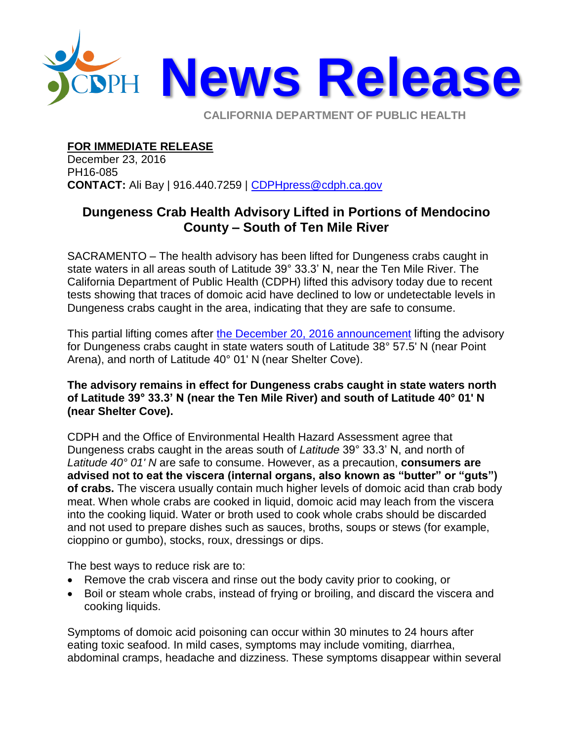# News Release

CALIFORNIA DEPARTMENT OF PUBLIC HEALTH

**FOR IMMEDIATE RELEASE**
December 23, 2016
PH16-085
**CONTACT:** Ali Bay | 916.440.7259 | CDPHpress@cdph.ca.gov

## Dungeness Crab Health Advisory Lifted in Portions of Mendocino County – South of Ten Mile River

SACRAMENTO – The health advisory has been lifted for Dungeness crabs caught in state waters in all areas south of Latitude 39° 33.3' N, near the Ten Mile River. The California Department of Public Health (CDPH) lifted this advisory today due to recent tests showing that traces of domoic acid have declined to low or undetectable levels in Dungeness crabs caught in the area, indicating that they are safe to consume.

This partial lifting comes after the December 20, 2016 announcement lifting the advisory for Dungeness crabs caught in state waters south of Latitude 38° 57.5' N (near Point Arena), and north of Latitude 40° 01' N (near Shelter Cove).

**The advisory remains in effect for Dungeness crabs caught in state waters north of Latitude 39° 33.3' N (near the Ten Mile River) and south of Latitude 40° 01' N (near Shelter Cove).**

CDPH and the Office of Environmental Health Hazard Assessment agree that Dungeness crabs caught in the areas south of *Latitude* 39° 33.3' N, and north of *Latitude 40° 01' N* are safe to consume. However, as a precaution, **consumers are advised not to eat the viscera (internal organs, also known as "butter" or "guts") of crabs.** The viscera usually contain much higher levels of domoic acid than crab body meat. When whole crabs are cooked in liquid, domoic acid may leach from the viscera into the cooking liquid. Water or broth used to cook whole crabs should be discarded and not used to prepare dishes such as sauces, broths, soups or stews (for example, cioppino or gumbo), stocks, roux, dressings or dips.

The best ways to reduce risk are to:

- Remove the crab viscera and rinse out the body cavity prior to cooking, or
- Boil or steam whole crabs, instead of frying or broiling, and discard the viscera and cooking liquids.

Symptoms of domoic acid poisoning can occur within 30 minutes to 24 hours after eating toxic seafood. In mild cases, symptoms may include vomiting, diarrhea, abdominal cramps, headache and dizziness. These symptoms disappear within several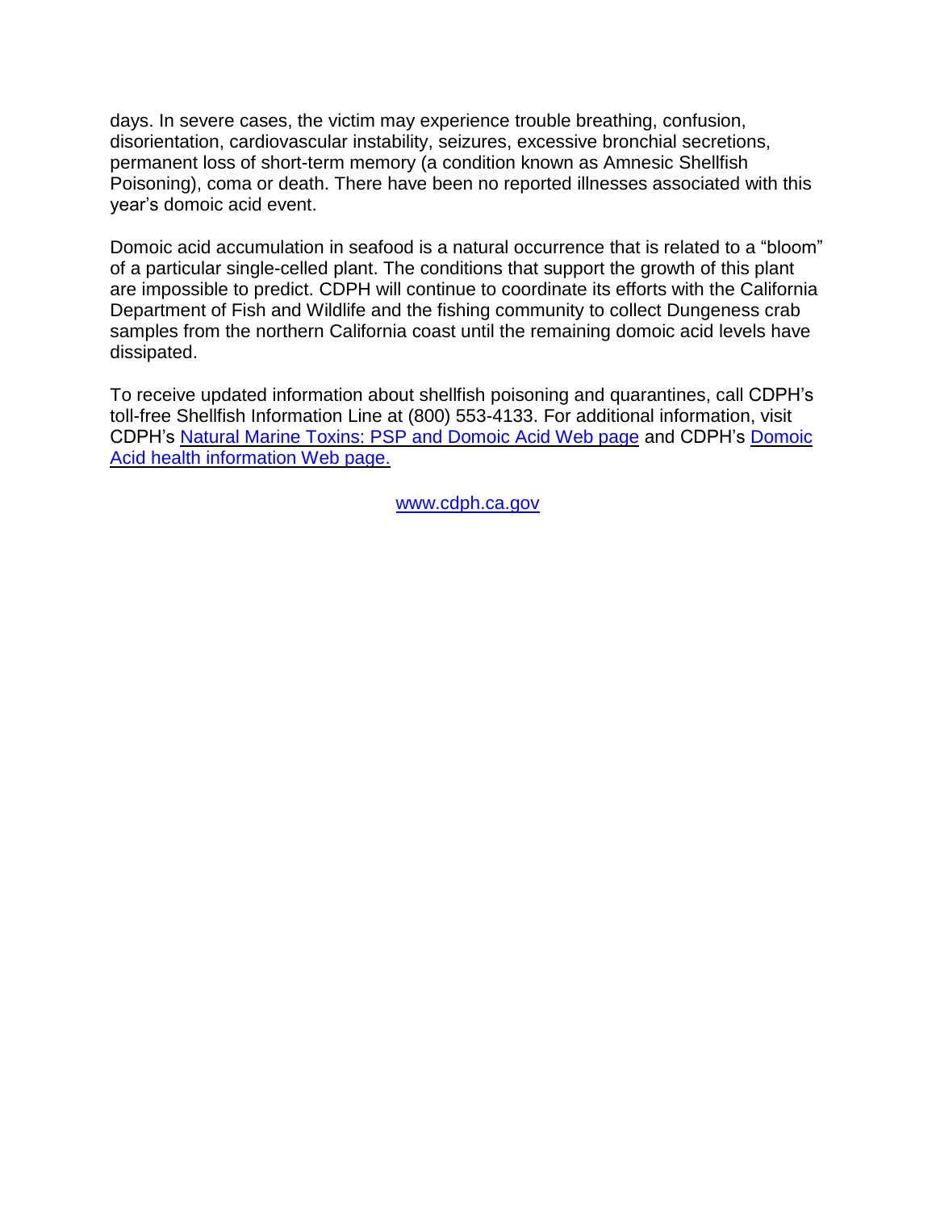days. In severe cases, the victim may experience trouble breathing, confusion, disorientation, cardiovascular instability, seizures, excessive bronchial secretions, permanent loss of short-term memory (a condition known as Amnesic Shellfish Poisoning), coma or death. There have been no reported illnesses associated with this year's domoic acid event.

Domoic acid accumulation in seafood is a natural occurrence that is related to a "bloom" of a particular single-celled plant. The conditions that support the growth of this plant are impossible to predict. CDPH will continue to coordinate its efforts with the California Department of Fish and Wildlife and the fishing community to collect Dungeness crab samples from the northern California coast until the remaining domoic acid levels have dissipated.

To receive updated information about shellfish poisoning and quarantines, call CDPH's toll-free Shellfish Information Line at (800) 553-4133. For additional information, visit CDPH's Natural Marine Toxins: PSP and Domoic Acid Web page and CDPH's Domoic Acid health information Web page.

www.cdph.ca.gov